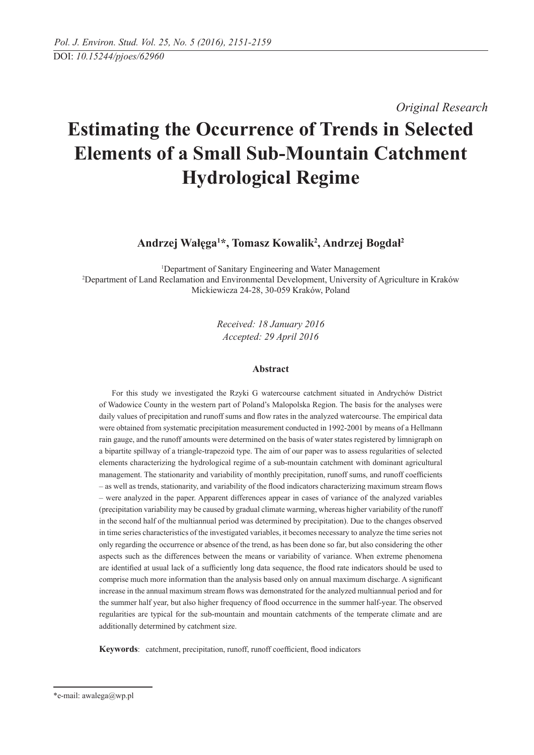*Original Research*

# Estimating the Occurrence of Trends in Selected Elements of a Small Sub-Mountain Catchment Hydrological Regime

**Andrzej Wałęga[1]*, Tomasz Kowalik[2], Andrzej Bogdał[2]**

[1]Department of Sanitary Engineering and Water Management
[2]Department of Land Reclamation and Environmental Development, University of Agriculture in Kraków
Mickiewicza 24-28, 30-059 Kraków, Poland

*Received: 18 January 2016*
*Accepted: 29 April 2016*

## Abstract

For this study we investigated the Rzyki G watercourse catchment situated in Andrychów District of Wadowice County in the western part of Poland's Malopolska Region. The basis for the analyses were daily values of precipitation and runoff sums and flow rates in the analyzed watercourse. The empirical data were obtained from systematic precipitation measurement conducted in 1992-2001 by means of a Hellmann rain gauge, and the runoff amounts were determined on the basis of water states registered by limnigraph on a bipartite spillway of a triangle-trapezoid type. The aim of our paper was to assess regularities of selected elements characterizing the hydrological regime of a sub-mountain catchment with dominant agricultural management. The stationarity and variability of monthly precipitation, runoff sums, and runoff coefficients – as well as trends, stationarity, and variability of the flood indicators characterizing maximum stream flows – were analyzed in the paper. Apparent differences appear in cases of variance of the analyzed variables (precipitation variability may be caused by gradual climate warming, whereas higher variability of the runoff in the second half of the multiannual period was determined by precipitation). Due to the changes observed in time series characteristics of the investigated variables, it becomes necessary to analyze the time series not only regarding the occurrence or absence of the trend, as has been done so far, but also considering the other aspects such as the differences between the means or variability of variance. When extreme phenomena are identified at usual lack of a sufficiently long data sequence, the flood rate indicators should be used to comprise much more information than the analysis based only on annual maximum discharge. A significant increase in the annual maximum stream flows was demonstrated for the analyzed multiannual period and for the summer half year, but also higher frequency of flood occurrence in the summer half-year. The observed regularities are typical for the sub-mountain and mountain catchments of the temperate climate and are additionally determined by catchment size.

**Keywords**: catchment, precipitation, runoff, runoff coefficient, flood indicators

*e-mail: awalega@wp.pl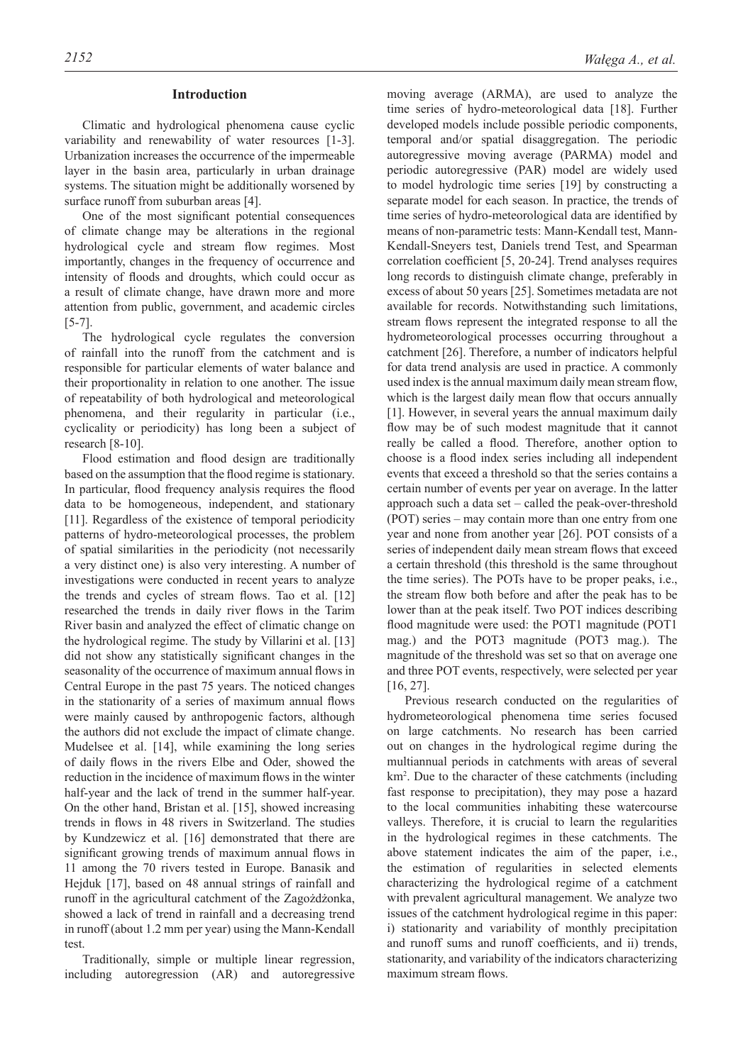## Introduction

Climatic and hydrological phenomena cause cyclic variability and renewability of water resources [1-3]. Urbanization increases the occurrence of the impermeable layer in the basin area, particularly in urban drainage systems. The situation might be additionally worsened by surface runoff from suburban areas [4].

One of the most significant potential consequences of climate change may be alterations in the regional hydrological cycle and stream flow regimes. Most importantly, changes in the frequency of occurrence and intensity of floods and droughts, which could occur as a result of climate change, have drawn more and more attention from public, government, and academic circles [5-7].

The hydrological cycle regulates the conversion of rainfall into the runoff from the catchment and is responsible for particular elements of water balance and their proportionality in relation to one another. The issue of repeatability of both hydrological and meteorological phenomena, and their regularity in particular (i.e., cyclicality or periodicity) has long been a subject of research [8-10].

Flood estimation and flood design are traditionally based on the assumption that the flood regime is stationary. In particular, flood frequency analysis requires the flood data to be homogeneous, independent, and stationary [11]. Regardless of the existence of temporal periodicity patterns of hydro-meteorological processes, the problem of spatial similarities in the periodicity (not necessarily a very distinct one) is also very interesting. A number of investigations were conducted in recent years to analyze the trends and cycles of stream flows. Tao et al. [12] researched the trends in daily river flows in the Tarim River basin and analyzed the effect of climatic change on the hydrological regime. The study by Villarini et al. [13] did not show any statistically significant changes in the seasonality of the occurrence of maximum annual flows in Central Europe in the past 75 years. The noticed changes in the stationarity of a series of maximum annual flows were mainly caused by anthropogenic factors, although the authors did not exclude the impact of climate change. Mudelsee et al. [14], while examining the long series of daily flows in the rivers Elbe and Oder, showed the reduction in the incidence of maximum flows in the winter half-year and the lack of trend in the summer half-year. On the other hand, Bristan et al. [15], showed increasing trends in flows in 48 rivers in Switzerland. The studies by Kundzewicz et al. [16] demonstrated that there are significant growing trends of maximum annual flows in 11 among the 70 rivers tested in Europe. Banasik and Hejduk [17], based on 48 annual strings of rainfall and runoff in the agricultural catchment of the Zagożdżonka, showed a lack of trend in rainfall and a decreasing trend in runoff (about 1.2 mm per year) using the Mann-Kendall test.

Traditionally, simple or multiple linear regression, including autoregression (AR) and autoregressive moving average (ARMA), are used to analyze the time series of hydro-meteorological data [18]. Further developed models include possible periodic components, temporal and/or spatial disaggregation. The periodic autoregressive moving average (PARMA) model and periodic autoregressive (PAR) model are widely used to model hydrologic time series [19] by constructing a separate model for each season. In practice, the trends of time series of hydro-meteorological data are identified by means of non-parametric tests: Mann-Kendall test, Mann-Kendall-Sneyers test, Daniels trend Test, and Spearman correlation coefficient [5, 20-24]. Trend analyses requires long records to distinguish climate change, preferably in excess of about 50 years [25]. Sometimes metadata are not available for records. Notwithstanding such limitations, stream flows represent the integrated response to all the hydrometeorological processes occurring throughout a catchment [26]. Therefore, a number of indicators helpful for data trend analysis are used in practice. A commonly used index is the annual maximum daily mean stream flow, which is the largest daily mean flow that occurs annually [1]. However, in several years the annual maximum daily flow may be of such modest magnitude that it cannot really be called a flood. Therefore, another option to choose is a flood index series including all independent events that exceed a threshold so that the series contains a certain number of events per year on average. In the latter approach such a data set – called the peak-over-threshold (POT) series – may contain more than one entry from one year and none from another year [26]. POT consists of a series of independent daily mean stream flows that exceed a certain threshold (this threshold is the same throughout the time series). The POTs have to be proper peaks, i.e., the stream flow both before and after the peak has to be lower than at the peak itself. Two POT indices describing flood magnitude were used: the POT1 magnitude (POT1 mag.) and the POT3 magnitude (POT3 mag.). The magnitude of the threshold was set so that on average one and three POT events, respectively, were selected per year [16, 27].

Previous research conducted on the regularities of hydrometeorological phenomena time series focused on large catchments. No research has been carried out on changes in the hydrological regime during the multiannual periods in catchments with areas of several km$^2$. Due to the character of these catchments (including fast response to precipitation), they may pose a hazard to the local communities inhabiting these watercourse valleys. Therefore, it is crucial to learn the regularities in the hydrological regimes in these catchments. The above statement indicates the aim of the paper, i.e., the estimation of regularities in selected elements characterizing the hydrological regime of a catchment with prevalent agricultural management. We analyze two issues of the catchment hydrological regime in this paper: i) stationarity and variability of monthly precipitation and runoff sums and runoff coefficients, and ii) trends, stationarity, and variability of the indicators characterizing maximum stream flows.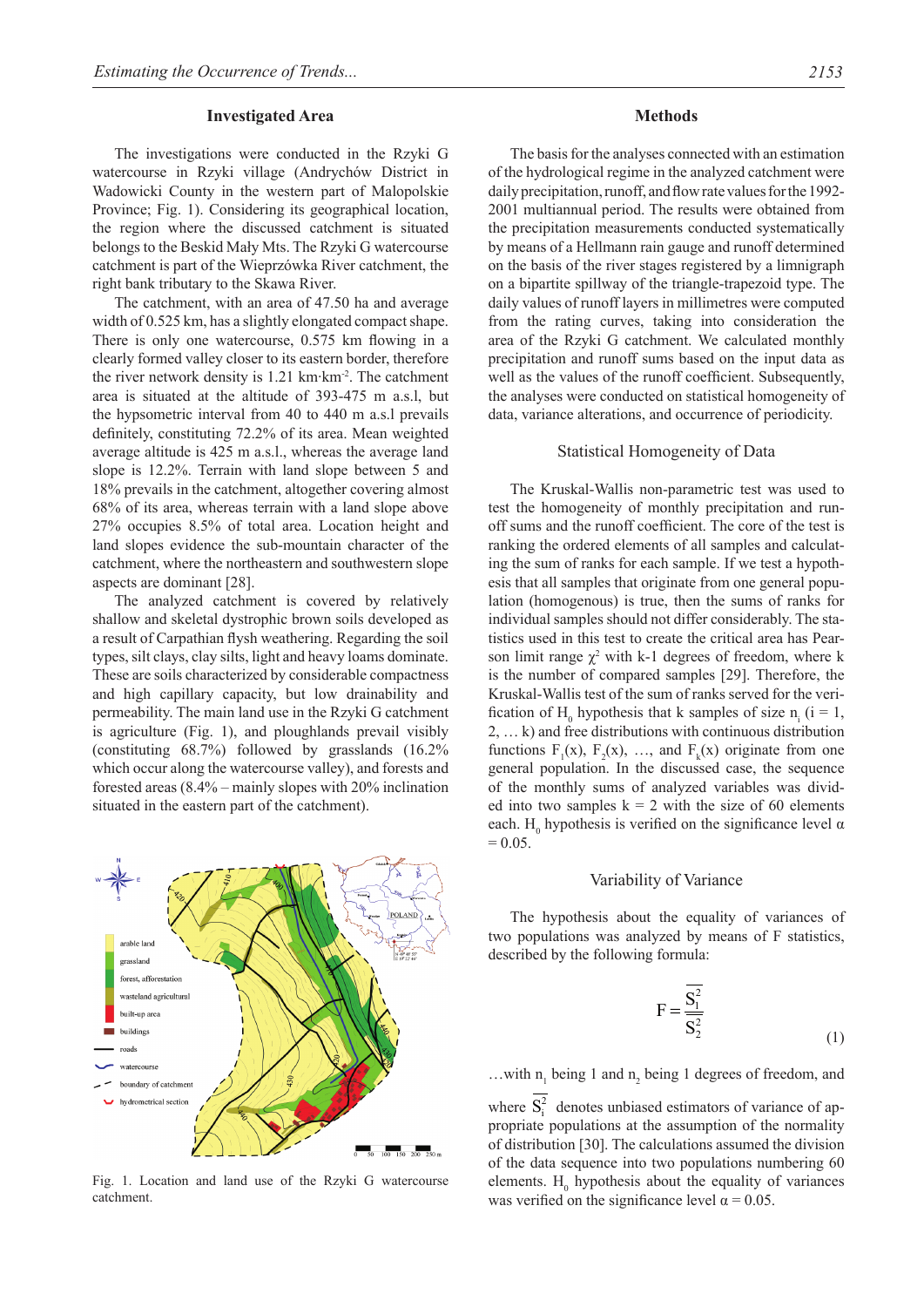## Investigated Area

The investigations were conducted in the Rzyki G watercourse in Rzyki village (Andrychów District in Wadowicki County in the western part of Malopolskie Province; Fig. 1). Considering its geographical location, the region where the discussed catchment is situated belongs to the Beskid Mały Mts. The Rzyki G watercourse catchment is part of the Wieprzówka River catchment, the right bank tributary to the Skawa River.

The catchment, with an area of 47.50 ha and average width of 0.525 km, has a slightly elongated compact shape. There is only one watercourse, 0.575 km flowing in a clearly formed valley closer to its eastern border, therefore the river network density is 1.21 km·km$^{-2}$. The catchment area is situated at the altitude of 393-475 m a.s.l, but the hypsometric interval from 40 to 440 m a.s.l prevails definitely, constituting 72.2% of its area. Mean weighted average altitude is 425 m a.s.l., whereas the average land slope is 12.2%. Terrain with land slope between 5 and 18% prevails in the catchment, altogether covering almost 68% of its area, whereas terrain with a land slope above 27% occupies 8.5% of total area. Location height and land slopes evidence the sub-mountain character of the catchment, where the northeastern and southwestern slope aspects are dominant [28].

The analyzed catchment is covered by relatively shallow and skeletal dystrophic brown soils developed as a result of Carpathian flysh weathering. Regarding the soil types, silt clays, clay silts, light and heavy loams dominate. These are soils characterized by considerable compactness and high capillary capacity, but low drainability and permeability. The main land use in the Rzyki G catchment is agriculture (Fig. 1), and ploughlands prevail visibly (constituting 68.7%) followed by grasslands (16.2% which occur along the watercourse valley), and forests and forested areas (8.4% – mainly slopes with 20% inclination situated in the eastern part of the catchment).

Fig. 1. Location and land use of the Rzyki G watercourse catchment.

## Methods

The basis for the analyses connected with an estimation of the hydrological regime in the analyzed catchment were daily precipitation, runoff, and flow rate values for the 1992-2001 multiannual period. The results were obtained from the precipitation measurements conducted systematically by means of a Hellmann rain gauge and runoff determined on the basis of the river stages registered by a limnigraph on a bipartite spillway of the triangle-trapezoid type. The daily values of runoff layers in millimetres were computed from the rating curves, taking into consideration the area of the Rzyki G catchment. We calculated monthly precipitation and runoff sums based on the input data as well as the values of the runoff coefficient. Subsequently, the analyses were conducted on statistical homogeneity of data, variance alterations, and occurrence of periodicity.

### Statistical Homogeneity of Data

The Kruskal-Wallis non-parametric test was used to test the homogeneity of monthly precipitation and runoff sums and the runoff coefficient. The core of the test is ranking the ordered elements of all samples and calculating the sum of ranks for each sample. If we test a hypothesis that all samples that originate from one general population (homogenous) is true, then the sums of ranks for individual samples should not differ considerably. The statistics used in this test to create the critical area has Pearson limit range $\chi^2$ with k-1 degrees of freedom, where k is the number of compared samples [29]. Therefore, the Kruskal-Wallis test of the sum of ranks served for the verification of $H_0$ hypothesis that k samples of size $n_i$ (i = 1, 2, … k) and free distributions with continuous distribution functions $F_1(x)$, $F_2(x)$, …, and $F_k(x)$ originate from one general population. In the discussed case, the sequence of the monthly sums of analyzed variables was divided into two samples k = 2 with the size of 60 elements each. $H_0$ hypothesis is verified on the significance level $\alpha$ = 0.05.

### Variability of Variance

The hypothesis about the equality of variances of two populations was analyzed by means of F statistics, described by the following formula:

$$F = \frac{\overline{S_1^2}}{\overline{S_2^2}} \tag{1}$$

…with $n_1$ being 1 and $n_2$ being 1 degrees of freedom, and

where $\overline{S_i^2}$ denotes unbiased estimators of variance of appropriate populations at the assumption of the normality of distribution [30]. The calculations assumed the division of the data sequence into two populations numbering 60 elements. $H_0$ hypothesis about the equality of variances was verified on the significance level $\alpha$ = 0.05.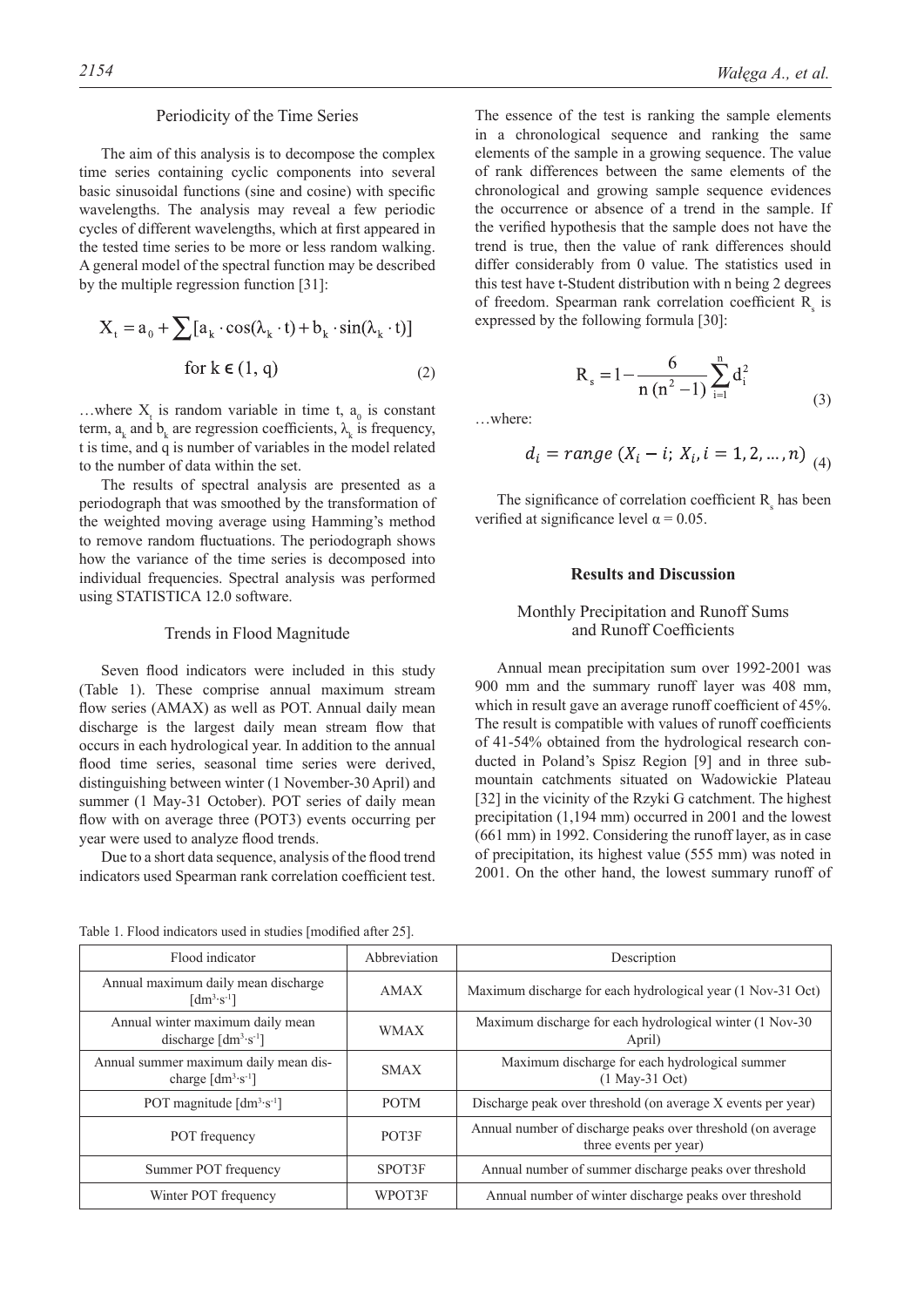### Periodicity of the Time Series

The aim of this analysis is to decompose the complex time series containing cyclic components into several basic sinusoidal functions (sine and cosine) with specific wavelengths. The analysis may reveal a few periodic cycles of different wavelengths, which at first appeared in the tested time series to be more or less random walking. A general model of the spectral function may be described by the multiple regression function [31]:

$$X_t = a_0 + \sum [a_k \cdot \cos(\lambda_k \cdot t) + b_k \cdot \sin(\lambda_k \cdot t)] \quad \text{for } k \in (1, q) \tag{2}$$

…where $X_t$ is random variable in time t, $a_0$ is constant term, $a_k$ and $b_k$ are regression coefficients, $\lambda_k$ is frequency, t is time, and q is number of variables in the model related to the number of data within the set.

The results of spectral analysis are presented as a periodograph that was smoothed by the transformation of the weighted moving average using Hamming's method to remove random fluctuations. The periodograph shows how the variance of the time series is decomposed into individual frequencies. Spectral analysis was performed using STATISTICA 12.0 software.

### Trends in Flood Magnitude

Seven flood indicators were included in this study (Table 1). These comprise annual maximum stream flow series (AMAX) as well as POT. Annual daily mean discharge is the largest daily mean stream flow that occurs in each hydrological year. In addition to the annual flood time series, seasonal time series were derived, distinguishing between winter (1 November-30 April) and summer (1 May-31 October). POT series of daily mean flow with on average three (POT3) events occurring per year were used to analyze flood trends.

Due to a short data sequence, analysis of the flood trend indicators used Spearman rank correlation coefficient test. The essence of the test is ranking the sample elements in a chronological sequence and ranking the same elements of the sample in a growing sequence. The value of rank differences between the same elements of the chronological and growing sample sequence evidences the occurrence or absence of a trend in the sample. If the verified hypothesis that the sample does not have the trend is true, then the value of rank differences should differ considerably from 0 value. The statistics used in this test have t-Student distribution with n being 2 degrees of freedom. Spearman rank correlation coefficient $R_s$ is expressed by the following formula [30]:

$$R_s = 1 - \frac{6}{n\,(n^2 - 1)} \sum_{i=1}^{n} d_i^2 \tag{3}$$

…where:

$$d_i = range\,(X_i - i;\ X_i, i = 1, 2, \ldots, n) \tag{4}$$

The significance of correlation coefficient $R_s$ has been verified at significance level $\alpha = 0.05$.

## Results and Discussion

### Monthly Precipitation and Runoff Sums and Runoff Coefficients

Annual mean precipitation sum over 1992-2001 was 900 mm and the summary runoff layer was 408 mm, which in result gave an average runoff coefficient of 45%. The result is compatible with values of runoff coefficients of 41-54% obtained from the hydrological research conducted in Poland's Spisz Region [9] and in three submountain catchments situated on Wadowickie Plateau [32] in the vicinity of the Rzyki G catchment. The highest precipitation (1,194 mm) occurred in 2001 and the lowest (661 mm) in 1992. Considering the runoff layer, as in case of precipitation, its highest value (555 mm) was noted in 2001. On the other hand, the lowest summary runoff of

Table 1. Flood indicators used in studies [modified after 25].

| Flood indicator | Abbreviation | Description |
|---|---|---|
| Annual maximum daily mean discharge [$dm^3 \cdot s^{-1}$] | AMAX | Maximum discharge for each hydrological year (1 Nov-31 Oct) |
| Annual winter maximum daily mean discharge [$dm^3 \cdot s^{-1}$] | WMAX | Maximum discharge for each hydrological winter (1 Nov-30 April) |
| Annual summer maximum daily mean discharge [$dm^3 \cdot s^{-1}$] | SMAX | Maximum discharge for each hydrological summer (1 May-31 Oct) |
| POT magnitude [$dm^3 \cdot s^{-1}$] | POTM | Discharge peak over threshold (on average X events per year) |
| POT frequency | POT3F | Annual number of discharge peaks over threshold (on average three events per year) |
| Summer POT frequency | SPOT3F | Annual number of summer discharge peaks over threshold |
| Winter POT frequency | WPOT3F | Annual number of winter discharge peaks over threshold |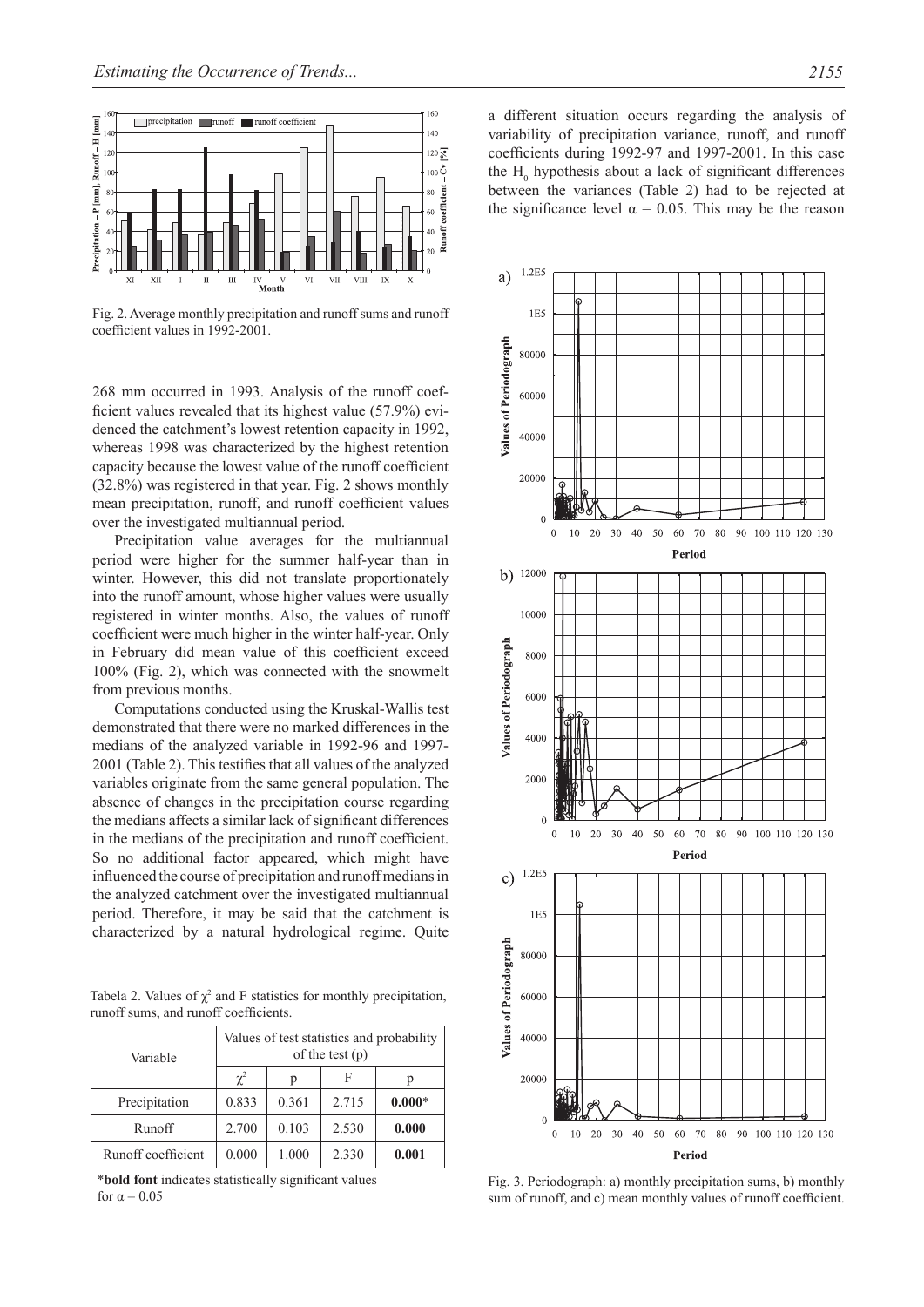Fig. 2. Average monthly precipitation and runoff sums and runoff coefficient values in 1992-2001.

268 mm occurred in 1993. Analysis of the runoff coefficient values revealed that its highest value (57.9%) evidenced the catchment's lowest retention capacity in 1992, whereas 1998 was characterized by the highest retention capacity because the lowest value of the runoff coefficient (32.8%) was registered in that year. Fig. 2 shows monthly mean precipitation, runoff, and runoff coefficient values over the investigated multiannual period.

Precipitation value averages for the multiannual period were higher for the summer half-year than in winter. However, this did not translate proportionately into the runoff amount, whose higher values were usually registered in winter months. Also, the values of runoff coefficient were much higher in the winter half-year. Only in February did mean value of this coefficient exceed 100% (Fig. 2), which was connected with the snowmelt from previous months.

Computations conducted using the Kruskal-Wallis test demonstrated that there were no marked differences in the medians of the analyzed variable in 1992-96 and 1997-2001 (Table 2). This testifies that all values of the analyzed variables originate from the same general population. The absence of changes in the precipitation course regarding the medians affects a similar lack of significant differences in the medians of the precipitation and runoff coefficient. So no additional factor appeared, which might have influenced the course of precipitation and runoff medians in the analyzed catchment over the investigated multiannual period. Therefore, it may be said that the catchment is characterized by a natural hydrological regime. Quite a different situation occurs regarding the analysis of variability of precipitation variance, runoff, and runoff coefficients during 1992-97 and 1997-2001. In this case the $H_0$ hypothesis about a lack of significant differences between the variances (Table 2) had to be rejected at the significance level $\alpha = 0.05$. This may be the reason

Tabela 2. Values of $\chi^2$ and F statistics for monthly precipitation, runoff sums, and runoff coefficients.

| Variable | Values of test statistics and probability of the test (p) | | | |
|---|---|---|---|---|
| | $\chi^2$ | p | F | p |
| Precipitation | 0.833 | 0.361 | 2.715 | **0.000*** |
| Runoff | 2.700 | 0.103 | 2.530 | **0.000** |
| Runoff coefficient | 0.000 | 1.000 | 2.330 | **0.001** |

***bold font** indicates statistically significant values for $\alpha = 0.05$

Fig. 3. Periodograph: a) monthly precipitation sums, b) monthly sum of runoff, and c) mean monthly values of runoff coefficient.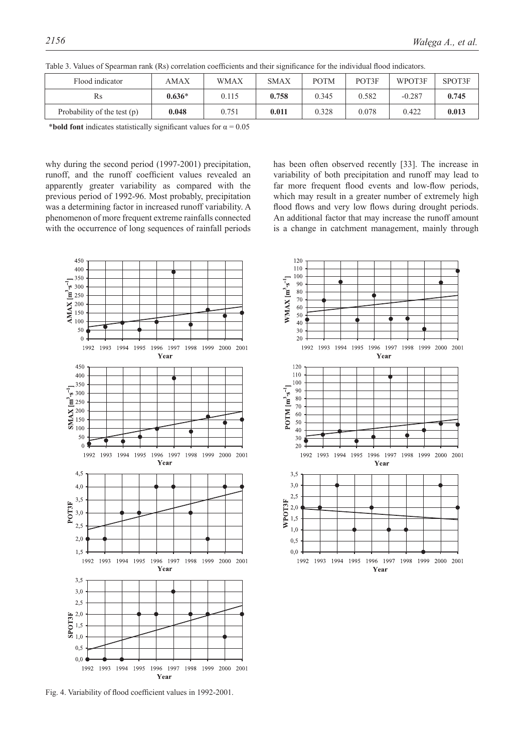Table 3. Values of Spearman rank (Rs) correlation coefficients and their significance for the individual flood indicators.

| Flood indicator | AMAX | WMAX | SMAX | POTM | POT3F | WPOT3F | SPOT3F |
|---|---|---|---|---|---|---|---|
| Rs | **0.636*** | 0.115 | **0.758** | 0.345 | 0.582 | -0.287 | **0.745** |
| Probability of the test (p) | **0.048** | 0.751 | **0.011** | 0.328 | 0.078 | 0.422 | **0.013** |

***bold font** indicates statistically significant values for $\alpha = 0.05$

why during the second period (1997-2001) precipitation, runoff, and the runoff coefficient values revealed an apparently greater variability as compared with the previous period of 1992-96. Most probably, precipitation was a determining factor in increased runoff variability. A phenomenon of more frequent extreme rainfalls connected with the occurrence of long sequences of rainfall periods has been often observed recently [33]. The increase in variability of both precipitation and runoff may lead to far more frequent flood events and low-flow periods, which may result in a greater number of extremely high flood flows and very low flows during drought periods. An additional factor that may increase the runoff amount is a change in catchment management, mainly through

Fig. 4. Variability of flood coefficient values in 1992-2001.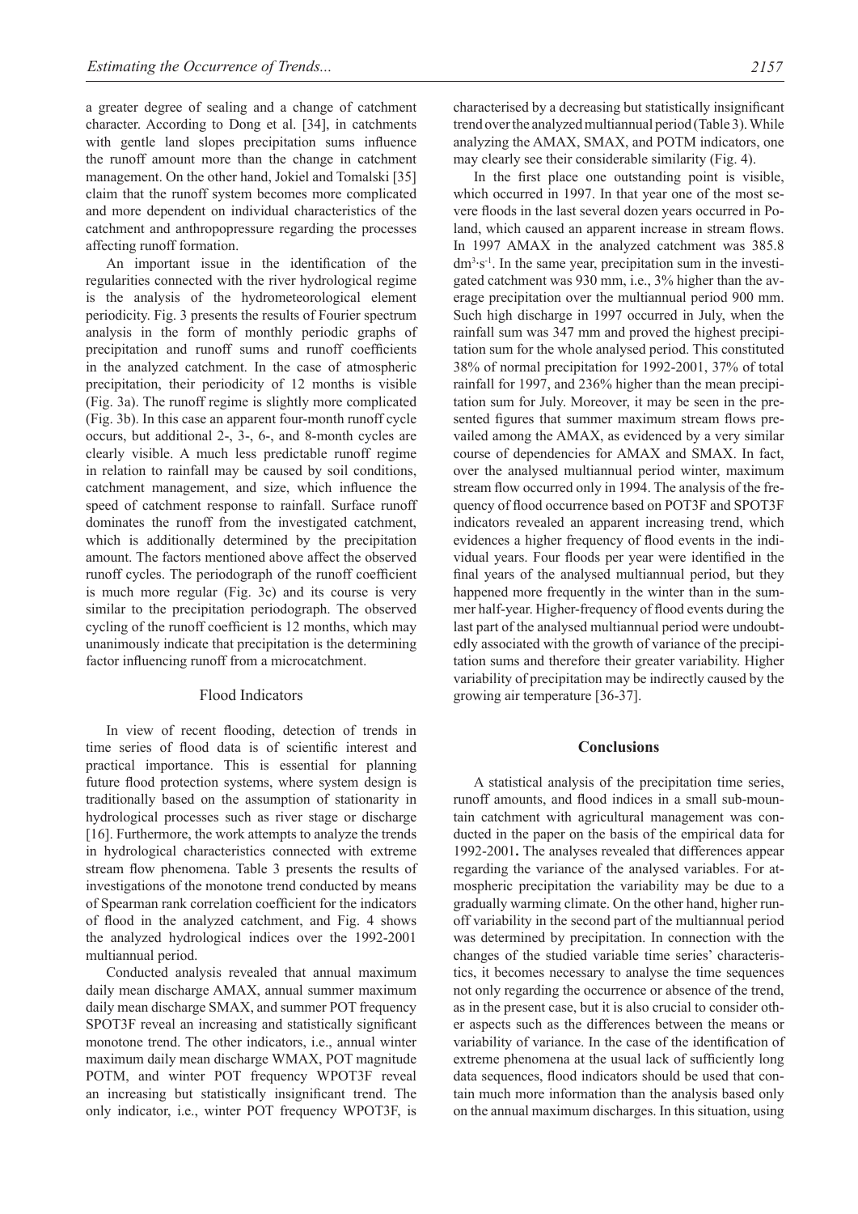a greater degree of sealing and a change of catchment character. According to Dong et al. [34], in catchments with gentle land slopes precipitation sums influence the runoff amount more than the change in catchment management. On the other hand, Jokiel and Tomalski [35] claim that the runoff system becomes more complicated and more dependent on individual characteristics of the catchment and anthropopressure regarding the processes affecting runoff formation.

An important issue in the identification of the regularities connected with the river hydrological regime is the analysis of the hydrometeorological element periodicity. Fig. 3 presents the results of Fourier spectrum analysis in the form of monthly periodic graphs of precipitation and runoff sums and runoff coefficients in the analyzed catchment. In the case of atmospheric precipitation, their periodicity of 12 months is visible (Fig. 3a). The runoff regime is slightly more complicated (Fig. 3b). In this case an apparent four-month runoff cycle occurs, but additional 2-, 3-, 6-, and 8-month cycles are clearly visible. A much less predictable runoff regime in relation to rainfall may be caused by soil conditions, catchment management, and size, which influence the speed of catchment response to rainfall. Surface runoff dominates the runoff from the investigated catchment, which is additionally determined by the precipitation amount. The factors mentioned above affect the observed runoff cycles. The periodograph of the runoff coefficient is much more regular (Fig. 3c) and its course is very similar to the precipitation periodograph. The observed cycling of the runoff coefficient is 12 months, which may unanimously indicate that precipitation is the determining factor influencing runoff from a microcatchment.

## Flood Indicators

In view of recent flooding, detection of trends in time series of flood data is of scientific interest and practical importance. This is essential for planning future flood protection systems, where system design is traditionally based on the assumption of stationarity in hydrological processes such as river stage or discharge [16]. Furthermore, the work attempts to analyze the trends in hydrological characteristics connected with extreme stream flow phenomena. Table 3 presents the results of investigations of the monotone trend conducted by means of Spearman rank correlation coefficient for the indicators of flood in the analyzed catchment, and Fig. 4 shows the analyzed hydrological indices over the 1992-2001 multiannual period.

Conducted analysis revealed that annual maximum daily mean discharge AMAX, annual summer maximum daily mean discharge SMAX, and summer POT frequency SPOT3F reveal an increasing and statistically significant monotone trend. The other indicators, i.e., annual winter maximum daily mean discharge WMAX, POT magnitude POTM, and winter POT frequency WPOT3F reveal an increasing but statistically insignificant trend. The only indicator, i.e., winter POT frequency WPOT3F, is characterised by a decreasing but statistically insignificant trend over the analyzed multiannual period (Table 3). While analyzing the AMAX, SMAX, and POTM indicators, one may clearly see their considerable similarity (Fig. 4).

In the first place one outstanding point is visible, which occurred in 1997. In that year one of the most severe floods in the last several dozen years occurred in Poland, which caused an apparent increase in stream flows. In 1997 AMAX in the analyzed catchment was 385.8 $dm^3 \cdot s^{-1}$. In the same year, precipitation sum in the investigated catchment was 930 mm, i.e., 3% higher than the average precipitation over the multiannual period 900 mm. Such high discharge in 1997 occurred in July, when the rainfall sum was 347 mm and proved the highest precipitation sum for the whole analysed period. This constituted 38% of normal precipitation for 1992-2001, 37% of total rainfall for 1997, and 236% higher than the mean precipitation sum for July. Moreover, it may be seen in the presented figures that summer maximum stream flows prevailed among the AMAX, as evidenced by a very similar course of dependencies for AMAX and SMAX. In fact, over the analysed multiannual period winter, maximum stream flow occurred only in 1994. The analysis of the frequency of flood occurrence based on POT3F and SPOT3F indicators revealed an apparent increasing trend, which evidences a higher frequency of flood events in the individual years. Four floods per year were identified in the final years of the analysed multiannual period, but they happened more frequently in the winter than in the summer half-year. Higher-frequency of flood events during the last part of the analysed multiannual period were undoubtedly associated with the growth of variance of the precipitation sums and therefore their greater variability. Higher variability of precipitation may be indirectly caused by the growing air temperature [36-37].

## Conclusions

A statistical analysis of the precipitation time series, runoff amounts, and flood indices in a small sub-mountain catchment with agricultural management was conducted in the paper on the basis of the empirical data for 1992-2001**.** The analyses revealed that differences appear regarding the variance of the analysed variables. For atmospheric precipitation the variability may be due to a gradually warming climate. On the other hand, higher runoff variability in the second part of the multiannual period was determined by precipitation. In connection with the changes of the studied variable time series' characteristics, it becomes necessary to analyse the time sequences not only regarding the occurrence or absence of the trend, as in the present case, but it is also crucial to consider other aspects such as the differences between the means or variability of variance. In the case of the identification of extreme phenomena at the usual lack of sufficiently long data sequences, flood indicators should be used that contain much more information than the analysis based only on the annual maximum discharges. In this situation, using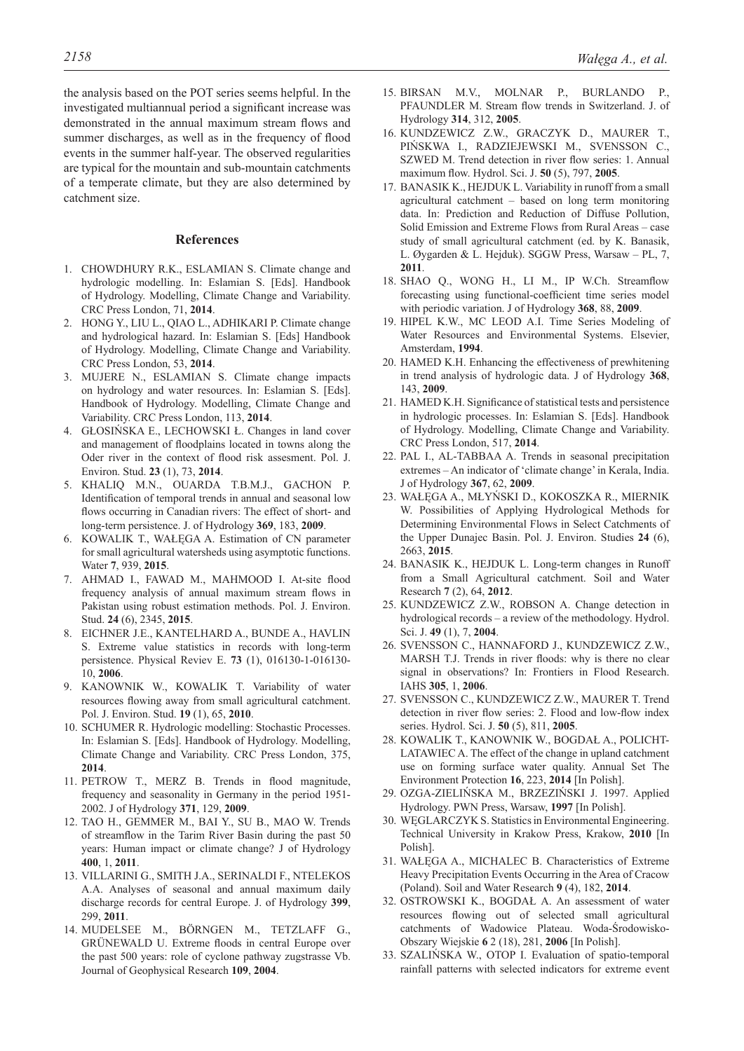the analysis based on the POT series seems helpful. In the investigated multiannual period a significant increase was demonstrated in the annual maximum stream flows and summer discharges, as well as in the frequency of flood events in the summer half-year. The observed regularities are typical for the mountain and sub-mountain catchments of a temperate climate, but they are also determined by catchment size.

## References

1. CHOWDHURY R.K., ESLAMIAN S. Climate change and hydrologic modelling. In: Eslamian S. [Eds]. Handbook of Hydrology. Modelling, Climate Change and Variability. CRC Press London, 71, **2014**.
2. HONG Y., LIU L., QIAO L., ADHIKARI P. Climate change and hydrological hazard. In: Eslamian S. [Eds] Handbook of Hydrology. Modelling, Climate Change and Variability. CRC Press London, 53, **2014**.
3. MUJERE N., ESLAMIAN S. Climate change impacts on hydrology and water resources. In: Eslamian S. [Eds]. Handbook of Hydrology. Modelling, Climate Change and Variability. CRC Press London, **2014**.
4. GŁOSIŃSKA E., LECHOWSKI Ł. Changes in land cover and management of floodplains located in towns along the Oder river in the context of flood risk assesment. Pol. J. Environ. Stud. **23** (1), 73, **2014**.
5. KHALIQ M.N., OUARDA T.B.M.J., GACHON P. Identification of temporal trends in annual and seasonal low flows occurring in Canadian rivers: The effect of short- and long-term persistence. J. of Hydrology **369**, 183, **2009**.
6. KOWALIK T., WAŁĘGA A. Estimation of CN parameter for small agricultural watersheds using asymptotic functions. Water **7**, 939, **2015**.
7. AHMAD I., FAWAD M., MAHMOOD I. At-site flood frequency analysis of annual maximum stream flows in Pakistan using robust estimation methods. Pol. J. Environ. Stud. **24** (6), 2345, **2015**.
8. EICHNER J.E., KANTELHARD A., BUNDE A., HAVLIN S. Extreme value statistics in records with long-term persistence. Physical Reviev E. **73** (1), 016130-1-016130-10, **2006**.
9. KANOWNIK W., KOWALIK T. Variability of water resources flowing away from small agricultural catchment. Pol. J. Environ. Stud. **19** (1), 65, **2010**.
10. SCHUMER R. Hydrologic modelling: Stochastic Processes. In: Eslamian S. [Eds]. Handbook of Hydrology. Modelling, Climate Change and Variability. CRC Press London, 375, **2014**.
11. PETROW T., MERZ B. Trends in flood magnitude, frequency and seasonality in Germany in the period 1951-2002. J of Hydrology **371**, 129, **2009**.
12. TAO H., GEMMER M., BAI Y., SU B., MAO W. Trends of streamflow in the Tarim River Basin during the past 50 years: Human impact or climate change? J of Hydrology **400**, 1, **2011**.
13. VILLARINI G., SMITH J.A., SERINALDI F., NTELEKOS A.A. Analyses of seasonal and annual maximum daily discharge records for central Europe. J. of Hydrology **399**, 299, **2011**.
14. MUDELSEE M., BÖRNGEN M., TETZLAFF G., GRÜNEWALD U. Extreme floods in central Europe over the past 500 years: role of cyclone pathway zugstrasse Vb. Journal of Geophysical Research **109**, **2004**.
15. BIRSAN M.V., MOLNAR P., BURLANDO P., PFAUNDLER M. Stream flow trends in Switzerland. J. of Hydrology **314**, 312, **2005**.
16. KUNDZEWICZ Z.W., GRACZYK D., MAURER T., PIŃSKWA I., RADZIEJEWSKI M., SVENSSON C., SZWED M. Trend detection in river flow series: 1. Annual maximum flow. Hydrol. Sci. J. **50** (5), 797, **2005**.
17. BANASIK K., HEJDUK L. Variability in runoff from a small agricultural catchment – based on long term monitoring data. In: Prediction and Reduction of Diffuse Pollution, Solid Emission and Extreme Flows from Rural Areas – case study of small agricultural catchment (ed. by K. Banasik, L. Øygarden & L. Hejduk). SGGW Press, Warsaw – PL, 7, **2011**.
18. SHAO Q., WONG H., LI M., IP W.Ch. Streamflow forecasting using functional-coefficient time series model with periodic variation. J of Hydrology **368**, 88, **2009**.
19. HIPEL K.W., MC LEOD A.I. Time Series Modeling of Water Resources and Environmental Systems. Elsevier, Amsterdam, **1994**.
20. HAMED K.H. Enhancing the effectiveness of prewhitening in trend analysis of hydrologic data. J of Hydrology **368**, 143, **2009**.
21. HAMED K.H. Significance of statistical tests and persistence in hydrologic processes. In: Eslamian S. [Eds]. Handbook of Hydrology. Modelling, Climate Change and Variability. CRC Press London, 517, **2014**.
22. PAL I., AL-TABBAA A. Trends in seasonal precipitation extremes – An indicator of 'climate change' in Kerala, India. J of Hydrology **367**, 62, **2009**.
23. WAŁĘGA A., MŁYŃSKI D., KOKOSZKA R., MIERNIK W. Possibilities of Applying Hydrological Methods for Determining Environmental Flows in Select Catchments of the Upper Dunajec Basin. Pol. J. Environ. Studies **24** (6), 2663, **2015**.
24. BANASIK K., HEJDUK L. Long-term changes in Runoff from a Small Agricultural catchment. Soil and Water Research **7** (2), 64, **2012**.
25. KUNDZEWICZ Z.W., ROBSON A. Change detection in hydrological records – a review of the methodology. Hydrol. Sci. J. **49** (1), 7, **2004**.
26. SVENSSON C., HANNAFORD J., KUNDZEWICZ Z.W., MARSH T.J. Trends in river floods: why is there no clear signal in observations? In: Frontiers in Flood Research. IAHS **305**, 1, **2006**.
27. SVENSSON C., KUNDZEWICZ Z.W., MAURER T. Trend detection in river flow series: 2. Flood and low-flow index series. Hydrol. Sci. J. **50** (5), 811, **2005**.
28. KOWALIK T., KANOWNIK W., BOGDAŁ A., POLICHT-LATAWIEC A. The effect of the change in upland catchment use on forming surface water quality. Annual Set The Environment Protection **16**, 223, **2014** [In Polish].
29. OZGA-ZIELIŃSKA M., BRZEZIŃSKI J. 1997. Applied Hydrology. PWN Press, Warsaw, **1997** [In Polish].
30. WĘGLARCZYK S. Statistics in Environmental Engineering. Technical University in Krakow Press, Krakow, **2010** [In Polish].
31. WAŁĘGA A., MICHALEC B. Characteristics of Extreme Heavy Precipitation Events Occurring in the Area of Cracow (Poland). Soil and Water Research **9** (4), 182, **2014**.
32. OSTROWSKI K., BOGDAŁ A. An assessment of water resources flowing out of selected small agricultural catchments of Wadowice Plateau. Woda-Środowisko-Obszary Wiejskie **6** 2 (18), 281, **2006** [In Polish].
33. SZALIŃSKA W., OTOP I. Evaluation of spatio-temporal rainfall patterns with selected indicators for extreme event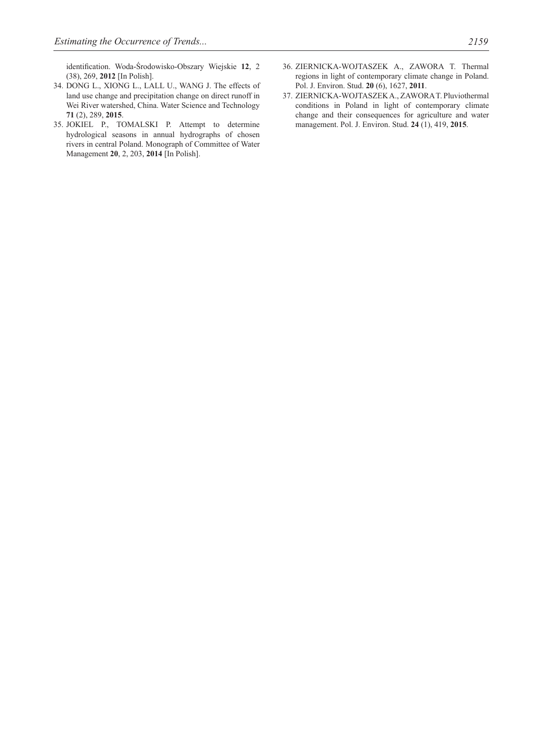identification. Woda-Środowisko-Obszary Wiejskie **12**, 2 (38), 269, **2012** [In Polish].

34. DONG L., XIONG L., LALL U., WANG J. The effects of land use change and precipitation change on direct runoff in Wei River watershed, China. Water Science and Technology **71** (2), 289, **2015**.
35. JOKIEL P., TOMALSKI P. Attempt to determine hydrological seasons in annual hydrographs of chosen rivers in central Poland. Monograph of Committee of Water Management **20**, 2, 203, **2014** [In Polish].
36. ZIERNICKA-WOJTASZEK A., ZAWORA T. Thermal regions in light of contemporary climate change in Poland. Pol. J. Environ. Stud. **20** (6), 1627, **2011**.
37. ZIERNICKA-WOJTASZEK A., ZAWORA T. Pluviothermal conditions in Poland in light of contemporary climate change and their consequences for agriculture and water management. Pol. J. Environ. Stud. **24** (1), 419, **2015**.